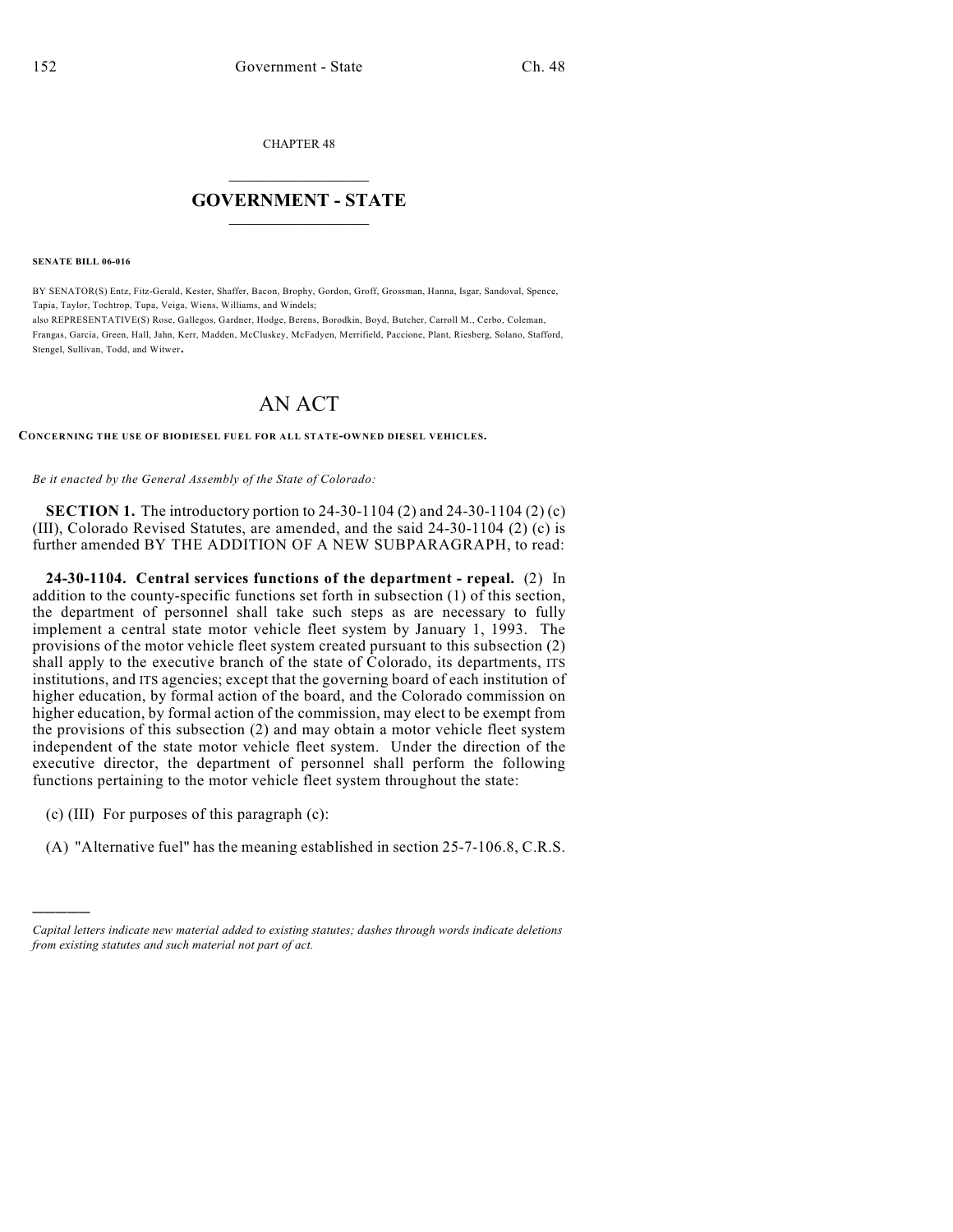CHAPTER 48

# GOVERNMENT - STATE

**SENATE BILL 06-016**

BY SENATOR(S) Entz, Fitz-Gerald, Kester, Shaffer, Bacon, Brophy, Gordon, Groff, Grossman, Hanna, Isgar, Sandoval, Spence, Tapia, Taylor, Tochtrop, Tupa, Veiga, Wiens, Williams, and Windels;
also REPRESENTATIVE(S) Rose, Gallegos, Gardner, Hodge, Berens, Borodkin, Boyd, Butcher, Carroll M., Cerbo, Coleman, Frangas, Garcia, Green, Hall, Jahn, Kerr, Madden, McCluskey, McFadyen, Merrifield, Paccione, Plant, Riesberg, Solano, Stafford, Stengel, Sullivan, Todd, and Witwer.

# AN ACT

**CONCERNING THE USE OF BIODIESEL FUEL FOR ALL STATE-OWNED DIESEL VEHICLES.**

*Be it enacted by the General Assembly of the State of Colorado:*

**SECTION 1.** The introductory portion to 24-30-1104 (2) and 24-30-1104 (2) (c) (III), Colorado Revised Statutes, are amended, and the said 24-30-1104 (2) (c) is further amended BY THE ADDITION OF A NEW SUBPARAGRAPH, to read:

**24-30-1104. Central services functions of the department - repeal.** (2) In addition to the county-specific functions set forth in subsection (1) of this section, the department of personnel shall take such steps as are necessary to fully implement a central state motor vehicle fleet system by January 1, 1993. The provisions of the motor vehicle fleet system created pursuant to this subsection (2) shall apply to the executive branch of the state of Colorado, its departments, ITS institutions, and ITS agencies; except that the governing board of each institution of higher education, by formal action of the board, and the Colorado commission on higher education, by formal action of the commission, may elect to be exempt from the provisions of this subsection (2) and may obtain a motor vehicle fleet system independent of the state motor vehicle fleet system. Under the direction of the executive director, the department of personnel shall perform the following functions pertaining to the motor vehicle fleet system throughout the state:

(c) (III) For purposes of this paragraph (c):

(A) "Alternative fuel" has the meaning established in section 25-7-106.8, C.R.S.

---

*Capital letters indicate new material added to existing statutes; dashes through words indicate deletions from existing statutes and such material not part of act.*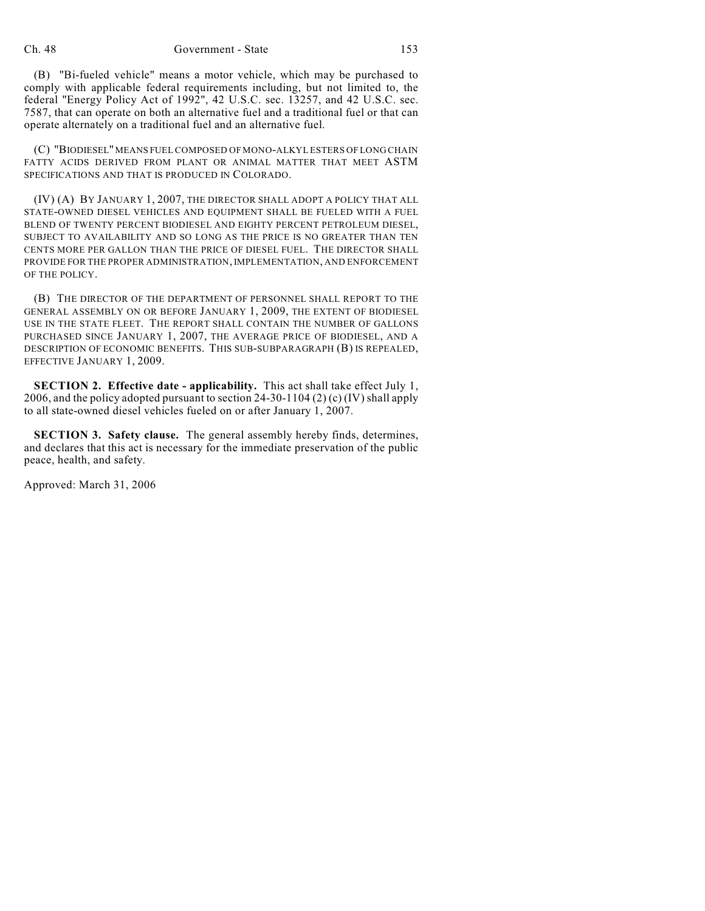(B) "Bi-fueled vehicle" means a motor vehicle, which may be purchased to comply with applicable federal requirements including, but not limited to, the federal "Energy Policy Act of 1992", 42 U.S.C. sec. 13257, and 42 U.S.C. sec. 7587, that can operate on both an alternative fuel and a traditional fuel or that can operate alternately on a traditional fuel and an alternative fuel.

(C) "BIODIESEL" MEANS FUEL COMPOSED OF MONO-ALKYL ESTERS OF LONG CHAIN FATTY ACIDS DERIVED FROM PLANT OR ANIMAL MATTER THAT MEET ASTM SPECIFICATIONS AND THAT IS PRODUCED IN COLORADO.

(IV) (A) BY JANUARY 1, 2007, THE DIRECTOR SHALL ADOPT A POLICY THAT ALL STATE-OWNED DIESEL VEHICLES AND EQUIPMENT SHALL BE FUELED WITH A FUEL BLEND OF TWENTY PERCENT BIODIESEL AND EIGHTY PERCENT PETROLEUM DIESEL, SUBJECT TO AVAILABILITY AND SO LONG AS THE PRICE IS NO GREATER THAN TEN CENTS MORE PER GALLON THAN THE PRICE OF DIESEL FUEL. THE DIRECTOR SHALL PROVIDE FOR THE PROPER ADMINISTRATION, IMPLEMENTATION, AND ENFORCEMENT OF THE POLICY.

(B) THE DIRECTOR OF THE DEPARTMENT OF PERSONNEL SHALL REPORT TO THE GENERAL ASSEMBLY ON OR BEFORE JANUARY 1, 2009, THE EXTENT OF BIODIESEL USE IN THE STATE FLEET. THE REPORT SHALL CONTAIN THE NUMBER OF GALLONS PURCHASED SINCE JANUARY 1, 2007, THE AVERAGE PRICE OF BIODIESEL, AND A DESCRIPTION OF ECONOMIC BENEFITS. THIS SUB-SUBPARAGRAPH (B) IS REPEALED, EFFECTIVE JANUARY 1, 2009.

**SECTION 2. Effective date - applicability.** This act shall take effect July 1, 2006, and the policy adopted pursuant to section 24-30-1104 (2) (c) (IV) shall apply to all state-owned diesel vehicles fueled on or after January 1, 2007.

**SECTION 3. Safety clause.** The general assembly hereby finds, determines, and declares that this act is necessary for the immediate preservation of the public peace, health, and safety.

Approved: March 31, 2006